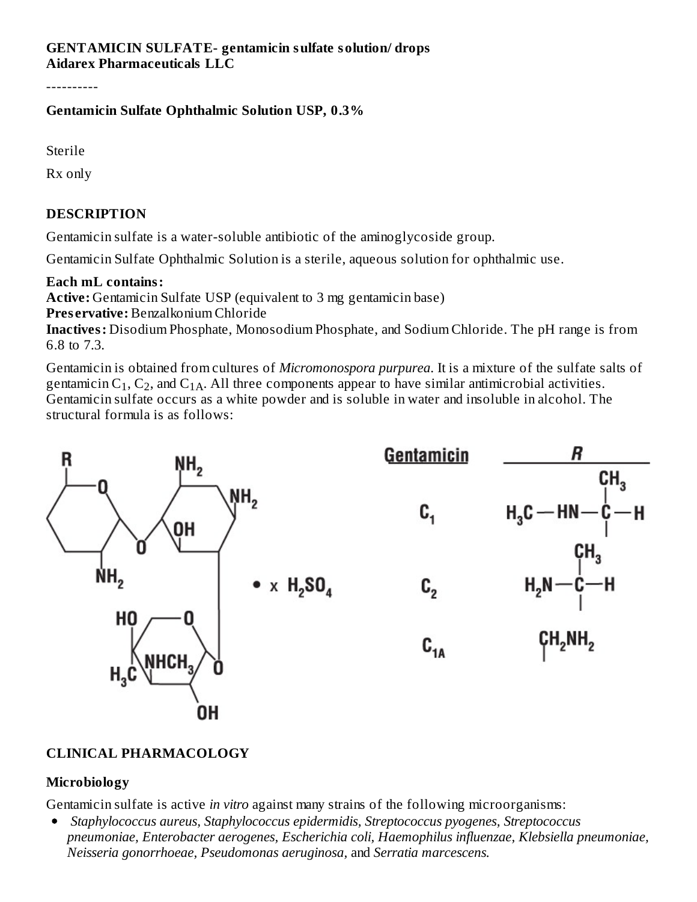**GENTAMICIN SULFATE- gentamicin sulfate solution/ drops**
**Aidarex Pharmaceuticals LLC**

----------

**Gentamicin Sulfate Ophthalmic Solution USP, 0.3%**

Sterile

Rx only

## DESCRIPTION

Gentamicin sulfate is a water-soluble antibiotic of the aminoglycoside group.

Gentamicin Sulfate Ophthalmic Solution is a sterile, aqueous solution for ophthalmic use.

**Each mL contains:**
**Active:** Gentamicin Sulfate USP (equivalent to 3 mg gentamicin base)
**Preservative:** Benzalkonium Chloride
**Inactives:** Disodium Phosphate, Monosodium Phosphate, and Sodium Chloride. The pH range is from 6.8 to 7.3.

Gentamicin is obtained from cultures of *Micromonospora purpurea*. It is a mixture of the sulfate salts of gentamicin $C_1$, $C_2$, and $C_{1A}$. All three components appear to have similar antimicrobial activities. Gentamicin sulfate occurs as a white powder and is soluble in water and insoluble in alcohol. The structural formula is as follows:

• x $H_2SO_4$

| Gentamicin | R |
|---|---|
| $C_1$ | $H_3C-HN-C(CH_3)-H$ |
| $C_2$ | $H_2N-C(CH_3)-H$ |
| $C_{1A}$ | $CH_2NH_2$ |

## CLINICAL PHARMACOLOGY

### Microbiology

Gentamicin sulfate is active *in vitro* against many strains of the following microorganisms:

- *Staphylococcus aureus, Staphylococcus epidermidis, Streptococcus pyogenes, Streptococcus pneumoniae, Enterobacter aerogenes, Escherichia coli, Haemophilus influenzae, Klebsiella pneumoniae, Neisseria gonorrhoeae, Pseudomonas aeruginosa,* and *Serratia marcescens.*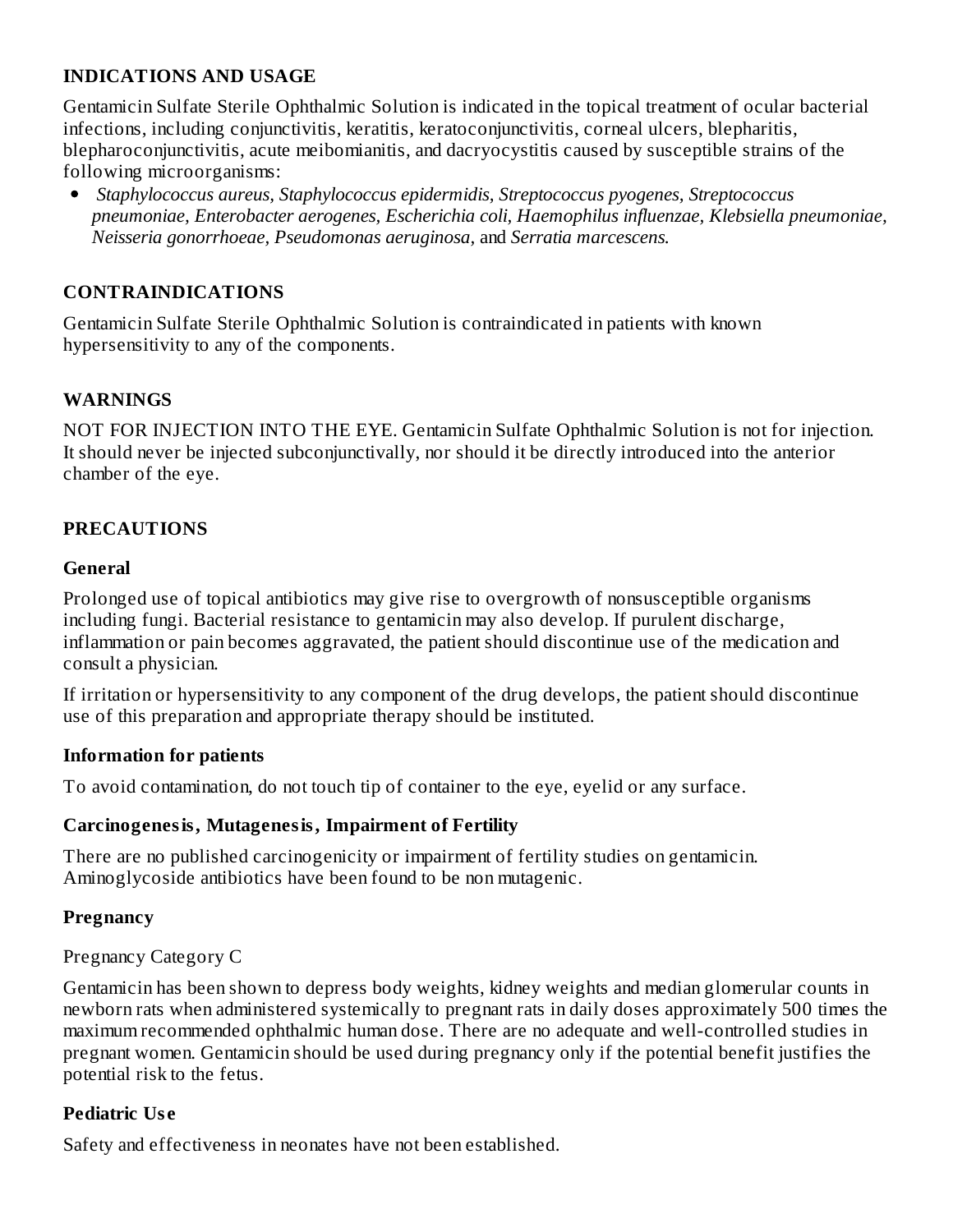## INDICATIONS AND USAGE

Gentamicin Sulfate Sterile Ophthalmic Solution is indicated in the topical treatment of ocular bacterial infections, including conjunctivitis, keratitis, keratoconjunctivitis, corneal ulcers, blepharitis, blepharoconjunctivitis, acute meibomianitis, and dacryocystitis caused by susceptible strains of the following microorganisms:

- *Staphylococcus aureus, Staphylococcus epidermidis, Streptococcus pyogenes, Streptococcus pneumoniae, Enterobacter aerogenes, Escherichia coli, Haemophilus influenzae, Klebsiella pneumoniae, Neisseria gonorrhoeae, Pseudomonas aeruginosa,* and *Serratia marcescens.*

## CONTRAINDICATIONS

Gentamicin Sulfate Sterile Ophthalmic Solution is contraindicated in patients with known hypersensitivity to any of the components.

## WARNINGS

NOT FOR INJECTION INTO THE EYE. Gentamicin Sulfate Ophthalmic Solution is not for injection. It should never be injected subconjunctivally, nor should it be directly introduced into the anterior chamber of the eye.

## PRECAUTIONS

### General

Prolonged use of topical antibiotics may give rise to overgrowth of nonsusceptible organisms including fungi. Bacterial resistance to gentamicin may also develop. If purulent discharge, inflammation or pain becomes aggravated, the patient should discontinue use of the medication and consult a physician.

If irritation or hypersensitivity to any component of the drug develops, the patient should discontinue use of this preparation and appropriate therapy should be instituted.

### Information for patients

To avoid contamination, do not touch tip of container to the eye, eyelid or any surface.

### Carcinogenesis, Mutagenesis, Impairment of Fertility

There are no published carcinogenicity or impairment of fertility studies on gentamicin. Aminoglycoside antibiotics have been found to be non mutagenic.

### Pregnancy

Pregnancy Category C

Gentamicin has been shown to depress body weights, kidney weights and median glomerular counts in newborn rats when administered systemically to pregnant rats in daily doses approximately 500 times the maximum recommended ophthalmic human dose. There are no adequate and well-controlled studies in pregnant women. Gentamicin should be used during pregnancy only if the potential benefit justifies the potential risk to the fetus.

### Pediatric Use

Safety and effectiveness in neonates have not been established.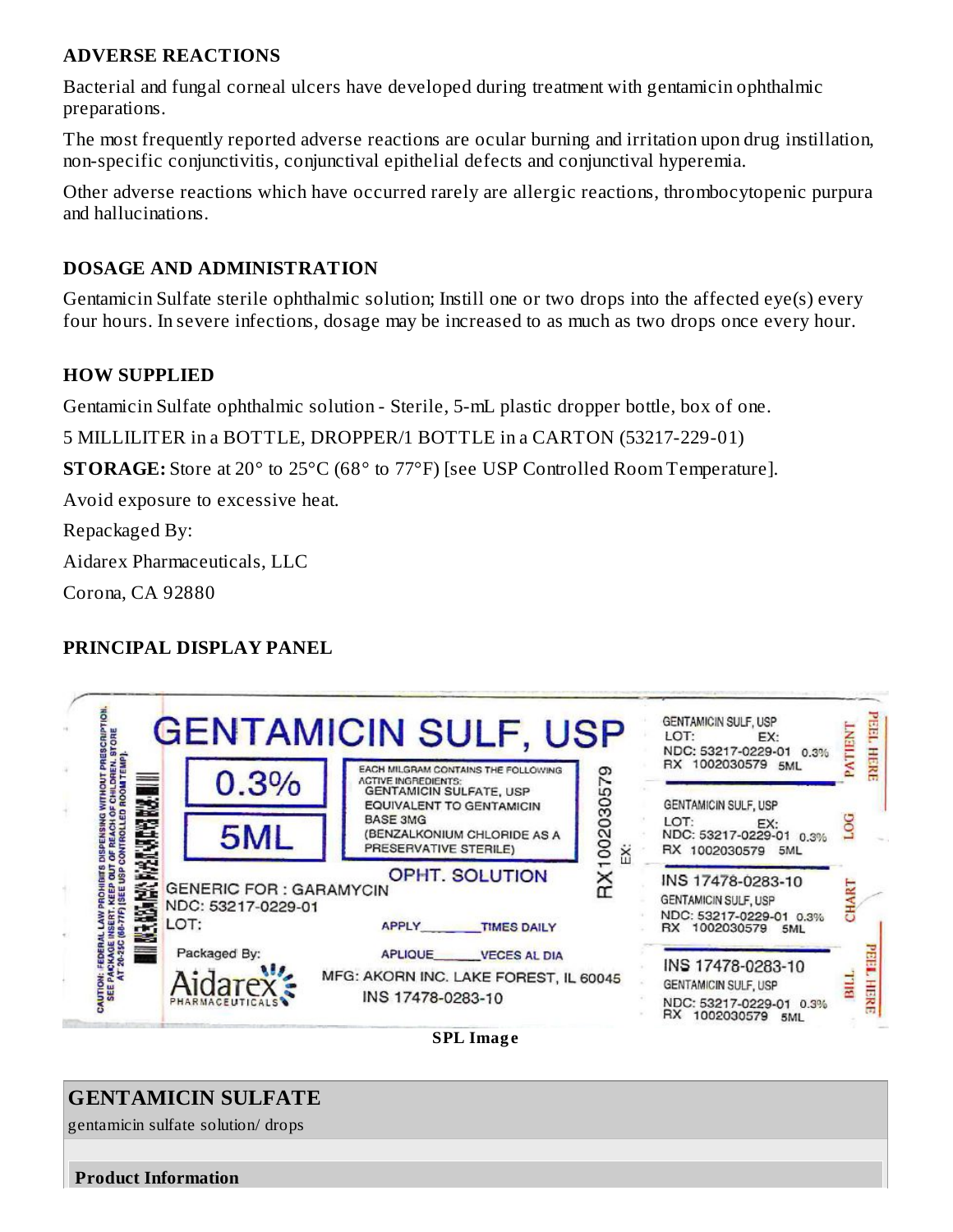## ADVERSE REACTIONS

Bacterial and fungal corneal ulcers have developed during treatment with gentamicin ophthalmic preparations.

The most frequently reported adverse reactions are ocular burning and irritation upon drug instillation, non-specific conjunctivitis, conjunctival epithelial defects and conjunctival hyperemia.

Other adverse reactions which have occurred rarely are allergic reactions, thrombocytopenic purpura and hallucinations.

## DOSAGE AND ADMINISTRATION

Gentamicin Sulfate sterile ophthalmic solution; Instill one or two drops into the affected eye(s) every four hours. In severe infections, dosage may be increased to as much as two drops once every hour.

## HOW SUPPLIED

Gentamicin Sulfate ophthalmic solution - Sterile, 5-mL plastic dropper bottle, box of one.

5 MILLILITER in a BOTTLE, DROPPER/1 BOTTLE in a CARTON (53217-229-01)

**STORAGE:** Store at 20° to 25°C (68° to 77°F) [see USP Controlled Room Temperature].

Avoid exposure to excessive heat.

Repackaged By:

Aidarex Pharmaceuticals, LLC

Corona, CA 92880

## PRINCIPAL DISPLAY PANEL

CAUTION: FEDERAL LAW PROHIBITS DISPENSING WITHOUT PRESCRIPTION. SEE PACKAGE INSERT. KEEP OUT OF REACH OF CHILDREN. STORE AT 20-25C (68-77F) [SEE USP CONTROLLED ROOM TEMP].

GENTAMICIN SULF, USP

0.3%

5ML

EACH MILGRAM CONTAINS THE FOLLOWING ACTIVE INGREDIENTS:
GENTAMICIN SULFATE, USP EQUIVALENT TO GENTAMICIN BASE 3MG
(BENZALKONIUM CHLORIDE AS A PRESERVATIVE STERILE)

OPHT. SOLUTION

GENERIC FOR : GARAMYCIN

NDC: 53217-0229-01

LOT:

APPLY\_\_\_\_\_\_\_\_TIMES DAILY

APLIQUE\_\_\_\_\_\_\_VECES AL DIA

Packaged By:

Aidarex PHARMACEUTICALS

MFG: AKORN INC. LAKE FOREST, IL 60045

INS 17478-0283-10

RX1002030579

EX:

GENTAMICIN SULF, USP
LOT: EX:
NDC: 53217-0229-01 0.3%
RX 1002030579 5ML

PATIENT — PEEL HERE

GENTAMICIN SULF, USP
LOT: EX:
NDC: 53217-0229-01 0.3%
RX 1002030579 5ML

LOG

INS 17478-0283-10
GENTAMICIN SULF, USP
NDC: 53217-0229-01 0.3%
RX 1002030579 5ML

CHART

INS 17478-0283-10
GENTAMICIN SULF, USP
NDC: 53217-0229-01 0.3%
RX 1002030579 5ML

BILL — PEEL HERE

SPL Image

## GENTAMICIN SULFATE

gentamicin sulfate solution/ drops

**Product Information**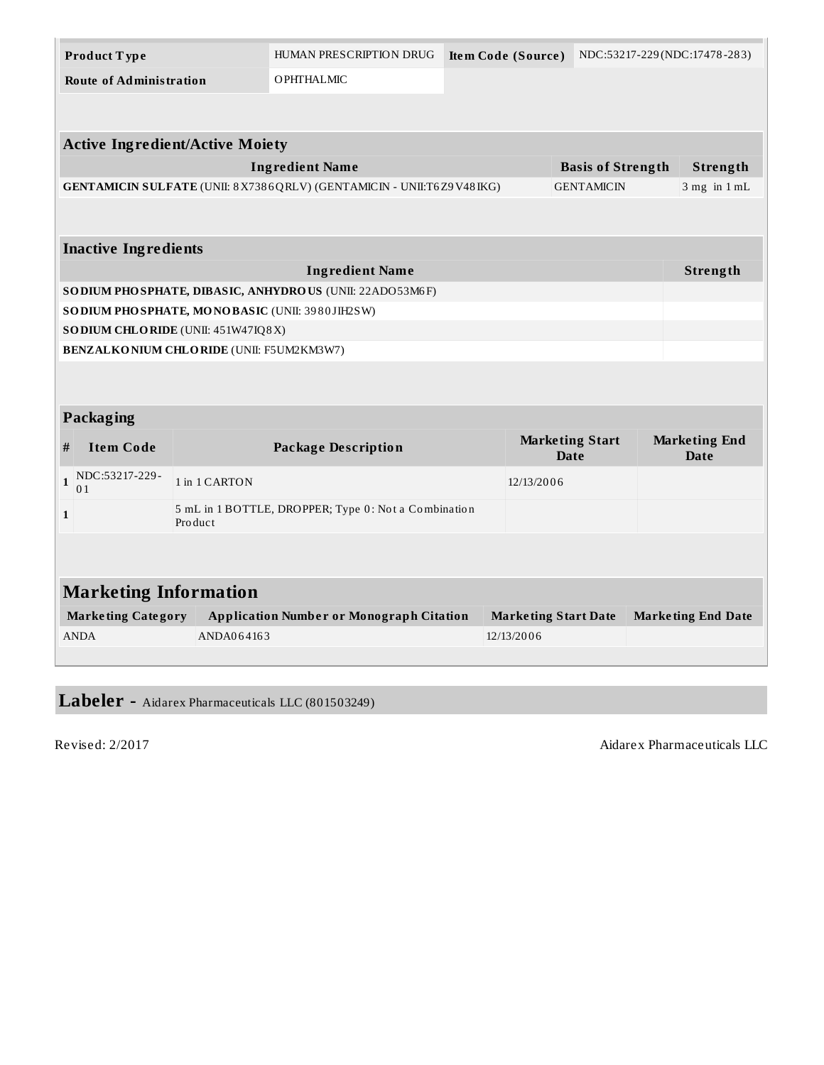| | | | |
|---|---|---|---|
| **Product Type** | HUMAN PRESCRIPTION DRUG | **Item Code (Source)** | NDC:53217-229(NDC:17478-283) |
| **Route of Administration** | OPHTHALMIC | | |

| **Active Ingredient/Active Moiety** | | |
|---|---|---|
| **Ingredient Name** | **Basis of Strength** | **Strength** |
| **GENTAMICIN SULFATE** (UNII: 8X7386QRLV) (GENTAMICIN - UNII:T6Z9V48IKG) | GENTAMICIN | 3 mg in 1 mL |

| **Inactive Ingredients** | |
|---|---|
| **Ingredient Name** | **Strength** |
| **SODIUM PHOSPHATE, DIBASIC, ANHYDROUS** (UNII: 22ADO53M6F) | |
| **SODIUM PHOSPHATE, MONOBASIC** (UNII: 3980JIH2SW) | |
| **SODIUM CHLORIDE** (UNII: 451W47IQ8X) | |
| **BENZALKONIUM CHLORIDE** (UNII: F5UM2KM3W7) | |

| **Packaging** | | | | |
|---|---|---|---|---|
| **#** | **Item Code** | **Package Description** | **Marketing Start Date** | **Marketing End Date** |
| 1 | NDC:53217-229-01 | 1 in 1 CARTON | 12/13/2006 | |
| 1 | | 5 mL in 1 BOTTLE, DROPPER; Type 0: Not a Combination Product | | |

| **Marketing Information** | | | |
|---|---|---|---|
| **Marketing Category** | **Application Number or Monograph Citation** | **Marketing Start Date** | **Marketing End Date** |
| ANDA | ANDA064163 | 12/13/2006 | |

## Labeler - Aidarex Pharmaceuticals LLC (801503249)

Revised: 2/2017

Aidarex Pharmaceuticals LLC